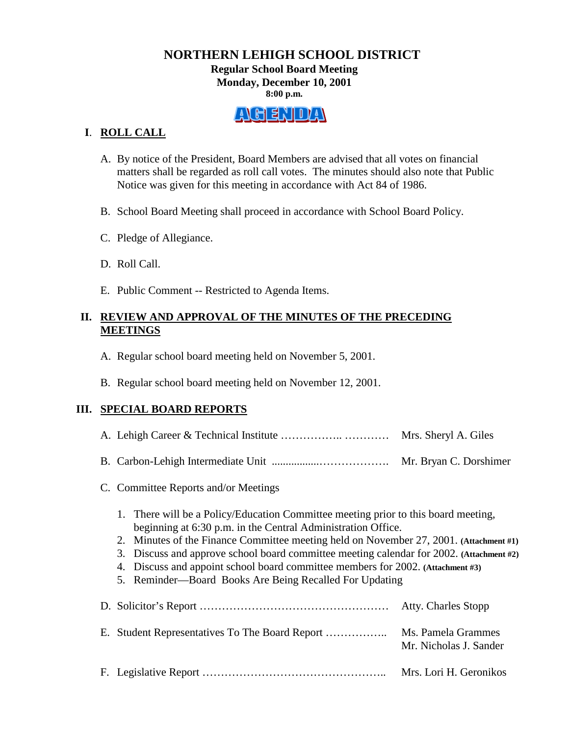# NORTHERN LEHIGH SCHOOL DISTRICT

**Regular School Board Meeting**
**Monday, December 10, 2001**
**8:00 p.m.**

**AGENDA**

## I. ROLL CALL

A. By notice of the President, Board Members are advised that all votes on financial matters shall be regarded as roll call votes. The minutes should also note that Public Notice was given for this meeting in accordance with Act 84 of 1986.

B. School Board Meeting shall proceed in accordance with School Board Policy.

C. Pledge of Allegiance.

D. Roll Call.

E. Public Comment -- Restricted to Agenda Items.

## II. REVIEW AND APPROVAL OF THE MINUTES OF THE PRECEDING MEETINGS

A. Regular school board meeting held on November 5, 2001.

B. Regular school board meeting held on November 12, 2001.

## III. SPECIAL BOARD REPORTS

A. Lehigh Career & Technical Institute …………….. ………… Mrs. Sheryl A. Giles

B. Carbon-Lehigh Intermediate Unit ................………………. Mr. Bryan C. Dorshimer

C. Committee Reports and/or Meetings

1. There will be a Policy/Education Committee meeting prior to this board meeting, beginning at 6:30 p.m. in the Central Administration Office.
2. Minutes of the Finance Committee meeting held on November 27, 2001. **(Attachment #1)**
3. Discuss and approve school board committee meeting calendar for 2002. **(Attachment #2)**
4. Discuss and appoint school board committee members for 2002. **(Attachment #3)**
5. Reminder—Board Books Are Being Recalled For Updating

D. Solicitor's Report …………………………………………… Atty. Charles Stopp

E. Student Representatives To The Board Report …………….. Ms. Pamela Grammes
Mr. Nicholas J. Sander

F. Legislative Report ………………………………………….. Mrs. Lori H. Geronikos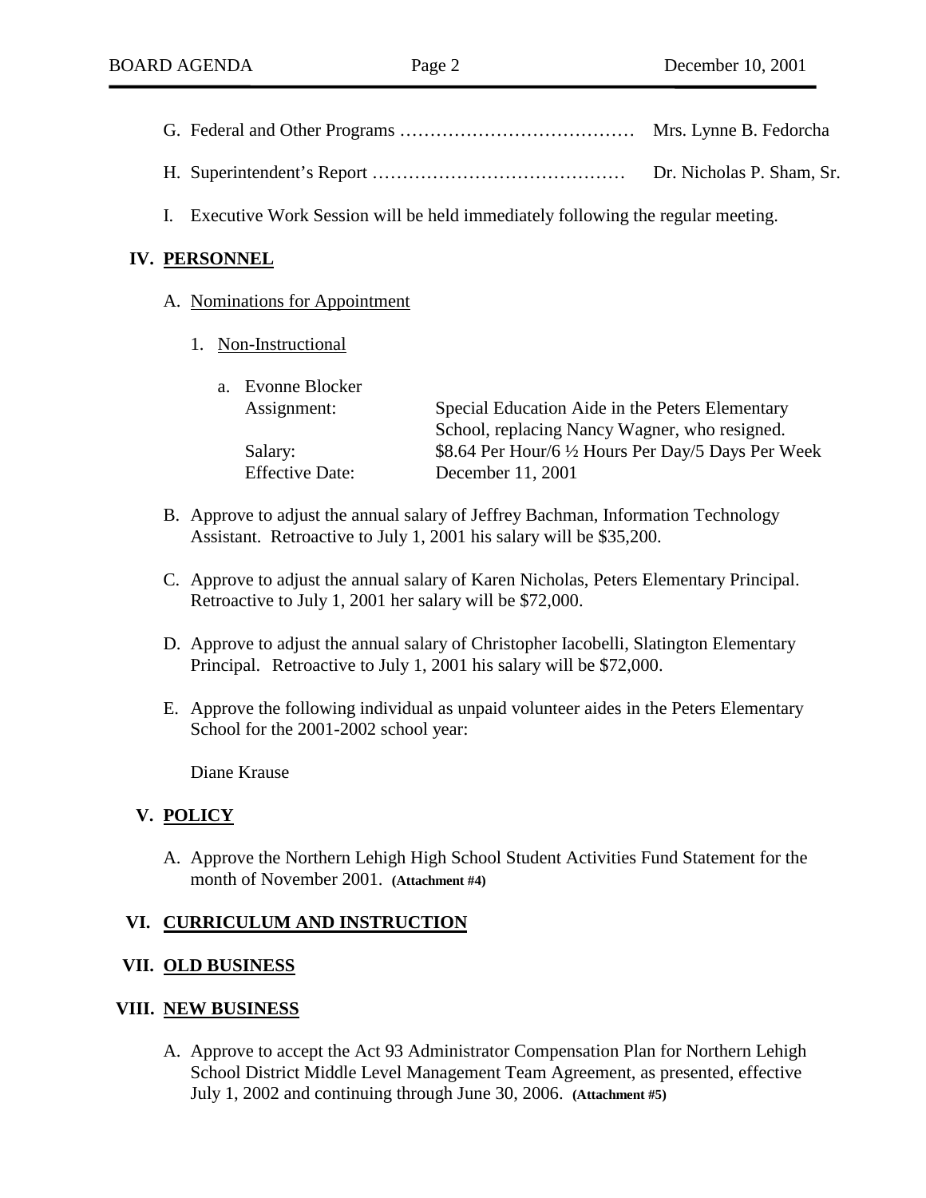G. Federal and Other Programs ………………………………… Mrs. Lynne B. Fedorcha

H. Superintendent's Report …………………………………… Dr. Nicholas P. Sham, Sr.

I. Executive Work Session will be held immediately following the regular meeting.

## IV. PERSONNEL

A. Nominations for Appointment

1. Non-Instructional

a. Evonne Blocker

| | |
|---|---|
| Assignment: | Special Education Aide in the Peters Elementary School, replacing Nancy Wagner, who resigned. |
| Salary: | $8.64 Per Hour/6 ½ Hours Per Day/5 Days Per Week |
| Effective Date: | December 11, 2001 |

B. Approve to adjust the annual salary of Jeffrey Bachman, Information Technology Assistant. Retroactive to July 1, 2001 his salary will be $35,200.

C. Approve to adjust the annual salary of Karen Nicholas, Peters Elementary Principal. Retroactive to July 1, 2001 her salary will be $72,000.

D. Approve to adjust the annual salary of Christopher Iacobelli, Slatington Elementary Principal. Retroactive to July 1, 2001 his salary will be $72,000.

E. Approve the following individual as unpaid volunteer aides in the Peters Elementary School for the 2001-2002 school year:

Diane Krause

## V. POLICY

A. Approve the Northern Lehigh High School Student Activities Fund Statement for the month of November 2001. **(Attachment #4)**

## VI. CURRICULUM AND INSTRUCTION

## VII. OLD BUSINESS

## VIII. NEW BUSINESS

A. Approve to accept the Act 93 Administrator Compensation Plan for Northern Lehigh School District Middle Level Management Team Agreement, as presented, effective July 1, 2002 and continuing through June 30, 2006. **(Attachment #5)**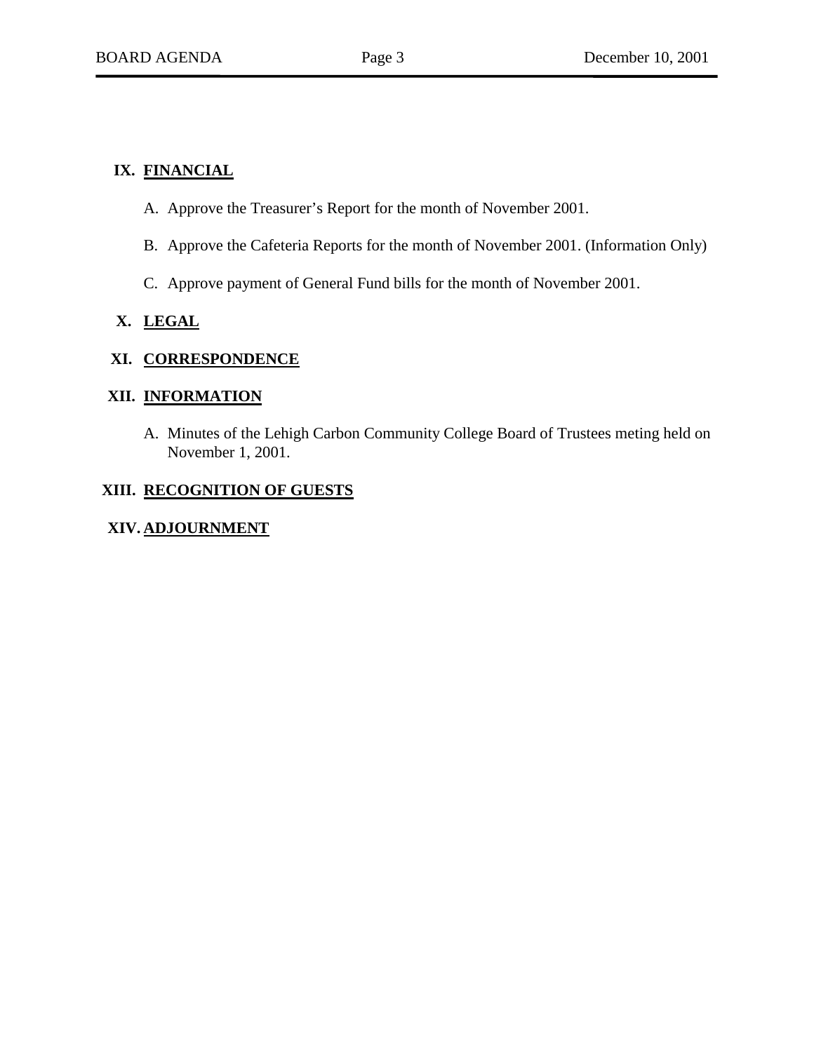## IX. FINANCIAL

A. Approve the Treasurer's Report for the month of November 2001.

B. Approve the Cafeteria Reports for the month of November 2001. (Information Only)

C. Approve payment of General Fund bills for the month of November 2001.

## X. LEGAL

## XI. CORRESPONDENCE

## XII. INFORMATION

A. Minutes of the Lehigh Carbon Community College Board of Trustees meting held on November 1, 2001.

## XIII. RECOGNITION OF GUESTS

## XIV. ADJOURNMENT